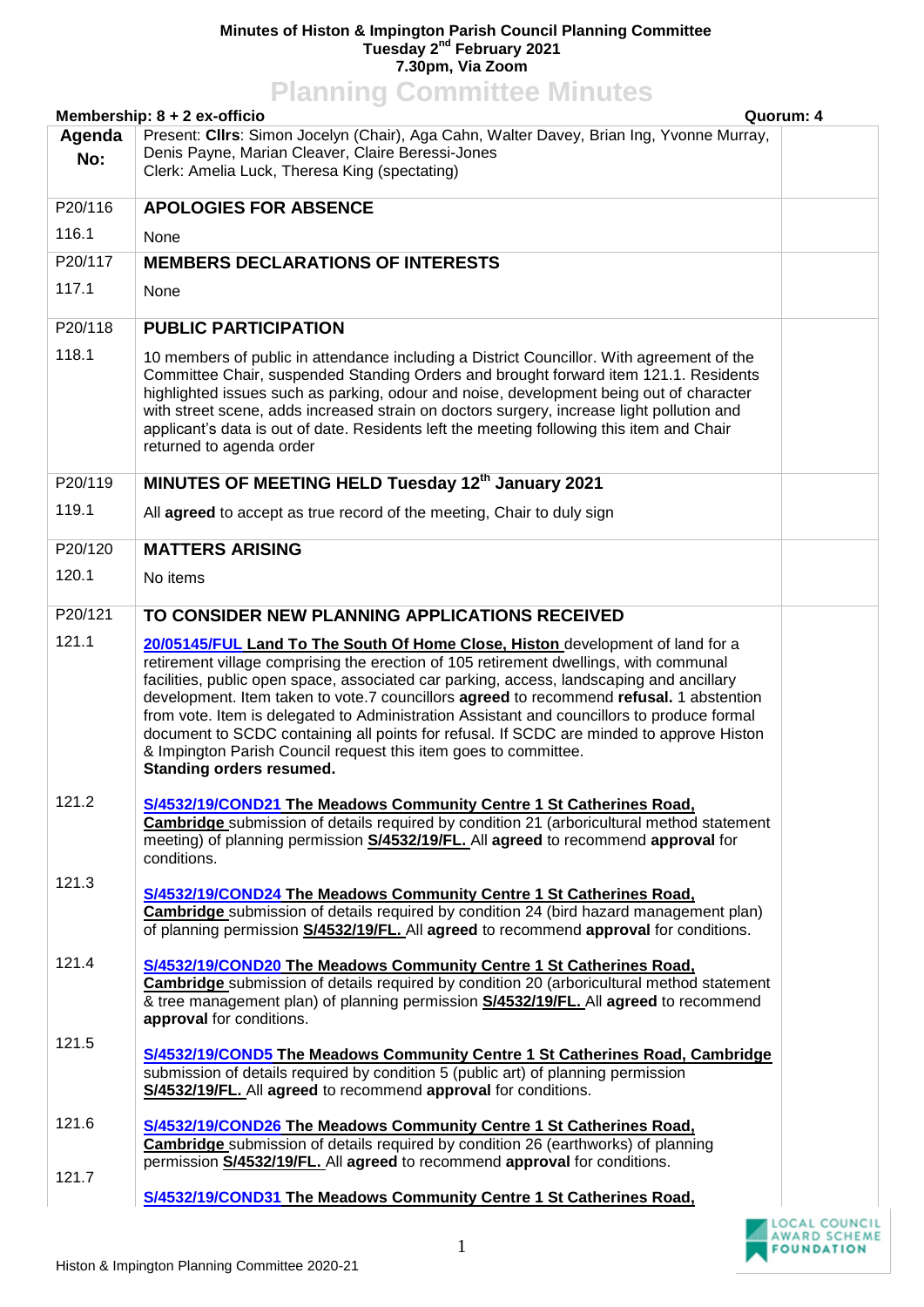**Minutes of Histon & Impington Parish Council Planning Committee**
**Tuesday 2nd February 2021**
**7.30pm, Via Zoom**

# Planning Committee Minutes

**Membership: 8 + 2 ex-officio** **Quorum: 4**

| Agenda No: | Present: **Cllrs**: Simon Jocelyn (Chair), Aga Cahn, Walter Davey, Brian Ing, Yvonne Murray, Denis Payne, Marian Cleaver, Claire Beressi-Jones<br>Clerk: Amelia Luck, Theresa King (spectating) | |
|---|---|---|
| P20/116 | **APOLOGIES FOR ABSENCE** | |
| 116.1 | None | |
| P20/117 | **MEMBERS DECLARATIONS OF INTERESTS** | |
| 117.1 | None | |
| P20/118 | **PUBLIC PARTICIPATION** | |
| 118.1 | 10 members of public in attendance including a District Councillor. With agreement of the Committee Chair, suspended Standing Orders and brought forward item 121.1. Residents highlighted issues such as parking, odour and noise, development being out of character with street scene, adds increased strain on doctors surgery, increase light pollution and applicant's data is out of date. Residents left the meeting following this item and Chair returned to agenda order | |
| P20/119 | **MINUTES OF MEETING HELD Tuesday 12th January 2021** | |
| 119.1 | All **agreed** to accept as true record of the meeting, Chair to duly sign | |
| P20/120 | **MATTERS ARISING** | |
| 120.1 | No items | |
| P20/121 | **TO CONSIDER NEW PLANNING APPLICATIONS RECEIVED** | |
| 121.1 | **20/05145/FUL Land To The South Of Home Close, Histon** development of land for a retirement village comprising the erection of 105 retirement dwellings, with communal facilities, public open space, associated car parking, access, landscaping and ancillary development. Item taken to vote.7 councillors **agreed** to recommend **refusal.** 1 abstention from vote. Item is delegated to Administration Assistant and councillors to produce formal document to SCDC containing all points for refusal. If SCDC are minded to approve Histon & Impington Parish Council request this item goes to committee.<br>**Standing orders resumed.** | |
| 121.2 | **S/4532/19/COND21 The Meadows Community Centre 1 St Catherines Road, Cambridge** submission of details required by condition 21 (arboricultural method statement meeting) of planning permission **S/4532/19/FL.** All **agreed** to recommend **approval** for conditions. | |
| 121.3 | **S/4532/19/COND24 The Meadows Community Centre 1 St Catherines Road, Cambridge** submission of details required by condition 24 (bird hazard management plan) of planning permission **S/4532/19/FL.** All **agreed** to recommend **approval** for conditions. | |
| 121.4 | **S/4532/19/COND20 The Meadows Community Centre 1 St Catherines Road, Cambridge** submission of details required by condition 20 (arboricultural method statement & tree management plan) of planning permission **S/4532/19/FL.** All **agreed** to recommend **approval** for conditions. | |
| 121.5 | **S/4532/19/COND5 The Meadows Community Centre 1 St Catherines Road, Cambridge** submission of details required by condition 5 (public art) of planning permission **S/4532/19/FL.** All **agreed** to recommend **approval** for conditions. | |
| 121.6 | **S/4532/19/COND26 The Meadows Community Centre 1 St Catherines Road, Cambridge** submission of details required by condition 26 (earthworks) of planning permission **S/4532/19/FL.** All **agreed** to recommend **approval** for conditions. | |
| 121.7 | **S/4532/19/COND31 The Meadows Community Centre 1 St Catherines Road,** | |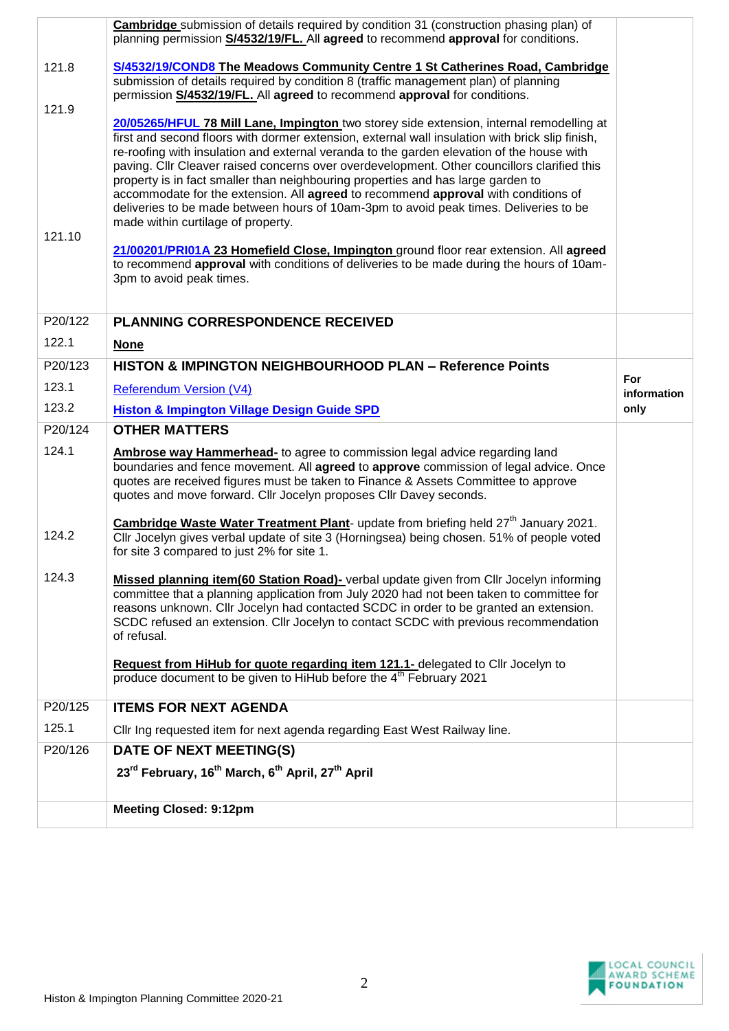| | | |
|---|---|---|
| | **Cambridge** submission of details required by condition 31 (construction phasing plan) of planning permission **S/4532/19/FL.** All **agreed** to recommend **approval** for conditions. | |
| 121.8 | **S/4532/19/COND8 The Meadows Community Centre 1 St Catherines Road, Cambridge** submission of details required by condition 8 (traffic management plan) of planning permission **S/4532/19/FL.** All **agreed** to recommend **approval** for conditions. | |
| 121.9 | **20/05265/HFUL 78 Mill Lane, Impington** two storey side extension, internal remodelling at first and second floors with dormer extension, external wall insulation with brick slip finish, re-roofing with insulation and external veranda to the garden elevation of the house with paving. Cllr Cleaver raised concerns over overdevelopment. Other councillors clarified this property is in fact smaller than neighbouring properties and has large garden to accommodate for the extension. All **agreed** to recommend **approval** with conditions of deliveries to be made between hours of 10am-3pm to avoid peak times. Deliveries to be made within curtilage of property. | |
| 121.10 | **21/00201/PRI01A 23 Homefield Close, Impington** ground floor rear extension. All **agreed** to recommend **approval** with conditions of deliveries to be made during the hours of 10am-3pm to avoid peak times. | |
| P20/122 | **PLANNING CORRESPONDENCE RECEIVED** | |
| 122.1 | **None** | |
| P20/123 | **HISTON & IMPINGTON NEIGHBOURHOOD PLAN – Reference Points** | **For information only** |
| 123.1 | Referendum Version (V4) | |
| 123.2 | **Histon & Impington Village Design Guide SPD** | |
| P20/124 | **OTHER MATTERS** | |
| 124.1 | **Ambrose way Hammerhead-** to agree to commission legal advice regarding land boundaries and fence movement. All **agreed** to **approve** commission of legal advice. Once quotes are received figures must be taken to Finance & Assets Committee to approve quotes and move forward. Cllr Jocelyn proposes Cllr Davey seconds. | |
| 124.2 | **Cambridge Waste Water Treatment Plant**- update from briefing held 27th January 2021. Cllr Jocelyn gives verbal update of site 3 (Horningsea) being chosen. 51% of people voted for site 3 compared to just 2% for site 1. | |
| 124.3 | **Missed planning item(60 Station Road)-** verbal update given from Cllr Jocelyn informing committee that a planning application from July 2020 had not been taken to committee for reasons unknown. Cllr Jocelyn had contacted SCDC in order to be granted an extension. SCDC refused an extension. Cllr Jocelyn to contact SCDC with previous recommendation of refusal.<br><br>**Request from HiHub for quote regarding item 121.1-** delegated to Cllr Jocelyn to produce document to be given to HiHub before the 4th February 2021 | |
| P20/125 | **ITEMS FOR NEXT AGENDA** | |
| 125.1 | Cllr Ing requested item for next agenda regarding East West Railway line. | |
| P20/126 | **DATE OF NEXT MEETING(S)**<br>**23rd February, 16th March, 6th April, 27th April** | |
| | **Meeting Closed: 9:12pm** | |